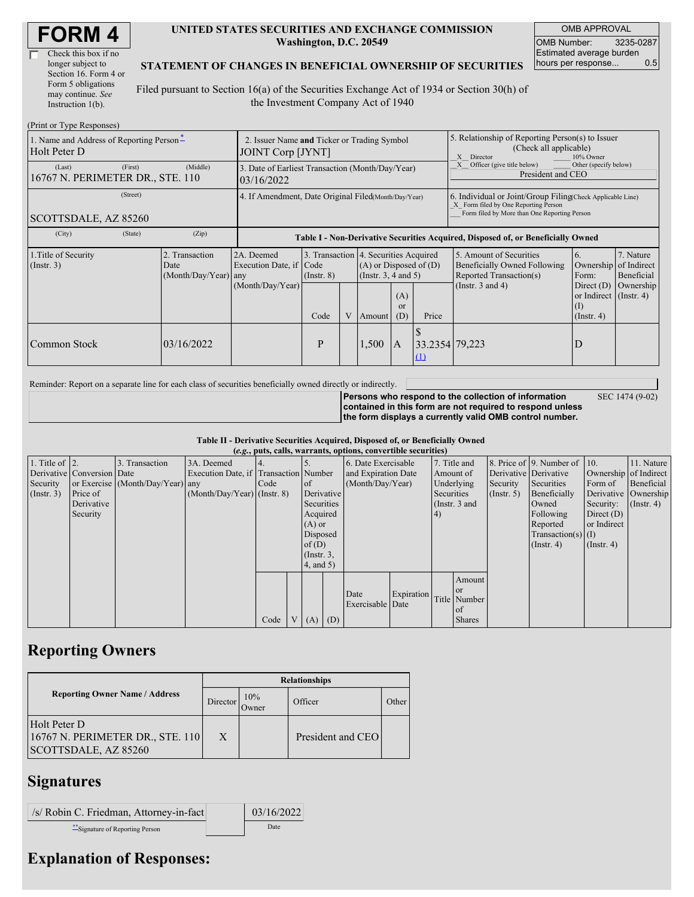# FORM 4

☐ Check this box if no longer subject to Section 16. Form 4 or Form 5 obligations may continue. *See* Instruction 1(b).

**UNITED STATES SECURITIES AND EXCHANGE COMMISSION**
**Washington, D.C. 20549**

**STATEMENT OF CHANGES IN BENEFICIAL OWNERSHIP OF SECURITIES**

Filed pursuant to Section 16(a) of the Securities Exchange Act of 1934 or Section 30(h) of the Investment Company Act of 1940

| OMB APPROVAL | |
|---|---|
| OMB Number: | 3235-0287 |
| Estimated average burden hours per response... | 0.5 |

(Print or Type Responses)

| | | |
|---|---|---|
| 1. Name and Address of Reporting Person* Holt Peter D | 2. Issuer Name **and** Ticker or Trading Symbol JOINT Corp [JYNT] | 5. Relationship of Reporting Person(s) to Issuer (Check all applicable) _X_ Director ___ 10% Owner _X_ Officer (give title below) ___ Other (specify below) President and CEO |
| (Last) (First) (Middle) 16767 N. PERIMETER DR., STE. 110 | 3. Date of Earliest Transaction (Month/Day/Year) 03/16/2022 | |
| (Street) SCOTTSDALE, AZ 85260 | 4. If Amendment, Date Original Filed (Month/Day/Year) | 6. Individual or Joint/Group Filing (Check Applicable Line) _X_ Form filed by One Reporting Person ___ Form filed by More than One Reporting Person |
| (City) (State) (Zip) | | |

**Table I - Non-Derivative Securities Acquired, Disposed of, or Beneficially Owned**

| 1.Title of Security (Instr. 3) | 2. Transaction Date (Month/Day/Year) | 2A. Deemed Execution Date, if any (Month/Day/Year) | 3. Transaction Code (Instr. 8) | | 4. Securities Acquired (A) or Disposed of (D) (Instr. 3, 4 and 5) | | | 5. Amount of Securities Beneficially Owned Following Reported Transaction(s) (Instr. 3 and 4) | 6. Ownership Form: Direct (D) or Indirect (I) (Instr. 4) | 7. Nature of Indirect Beneficial Ownership (Instr. 4) |
|---|---|---|---|---|---|---|---|---|---|---|
| | | | Code | V | Amount | (A) or (D) | Price | | | |
| Common Stock | 03/16/2022 | | P | | 1,500 | A | $ 33.2354 (1) | 79,223 | D | |

Reminder: Report on a separate line for each class of securities beneficially owned directly or indirectly.

**Persons who respond to the collection of information contained in this form are not required to respond unless the form displays a currently valid OMB control number.** SEC 1474 (9-02)

**Table II - Derivative Securities Acquired, Disposed of, or Beneficially Owned**
**(*e.g.*, puts, calls, warrants, options, convertible securities)**

| 1. Title of Derivative Security (Instr. 3) | 2. Conversion or Exercise Price of Derivative Security | 3. Transaction Date (Month/Day/Year) | 3A. Deemed Execution Date, if any (Month/Day/Year) | 4. Transaction Code (Instr. 8) | | 5. Number of Derivative Securities Acquired (A) or Disposed of (D) (Instr. 3, 4, and 5) | | 6. Date Exercisable and Expiration Date (Month/Day/Year) | | 7. Title and Amount of Underlying Securities (Instr. 3 and 4) | | 8. Price of Derivative Security (Instr. 5) | 9. Number of Derivative Securities Beneficially Owned Following Reported Transaction(s) (Instr. 4) | 10. Ownership Form of Derivative Security: Direct (D) or Indirect (I) (Instr. 4) | 11. Nature of Indirect Beneficial Ownership (Instr. 4) |
|---|---|---|---|---|---|---|---|---|---|---|---|---|---|---|---|
| | | | | Code | V | (A) | (D) | Date Exercisable | Expiration Date | Title | Amount or Number of Shares | | | | |

## Reporting Owners

| Reporting Owner Name / Address | Relationships | | | |
|---|---|---|---|---|
| | Director | 10% Owner | Officer | Other |
| Holt Peter D 16767 N. PERIMETER DR., STE. 110 SCOTTSDALE, AZ 85260 | X | | President and CEO | |

## Signatures

| | |
|---|---|
| /s/ Robin C. Friedman, Attorney-in-fact | 03/16/2022 |
| **Signature of Reporting Person | Date |

## Explanation of Responses: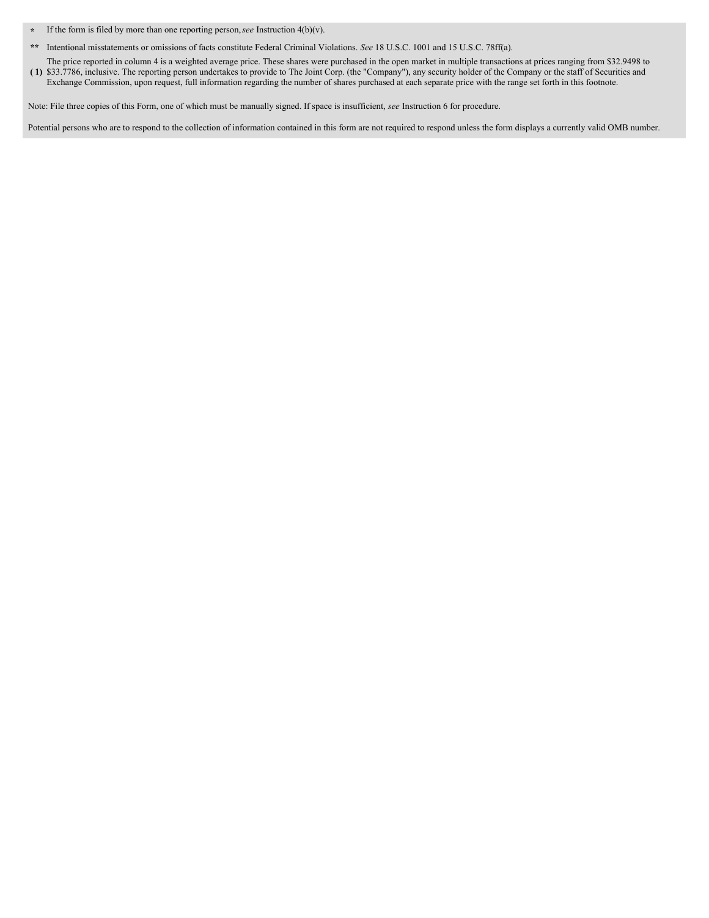\* If the form is filed by more than one reporting person, *see* Instruction 4(b)(v).

\*\* Intentional misstatements or omissions of facts constitute Federal Criminal Violations. *See* 18 U.S.C. 1001 and 15 U.S.C. 78ff(a).

( 1) The price reported in column 4 is a weighted average price. These shares were purchased in the open market in multiple transactions at prices ranging from $32.9498 to $33.7786, inclusive. The reporting person undertakes to provide to The Joint Corp. (the "Company"), any security holder of the Company or the staff of Securities and Exchange Commission, upon request, full information regarding the number of shares purchased at each separate price with the range set forth in this footnote.

Note: File three copies of this Form, one of which must be manually signed. If space is insufficient, *see* Instruction 6 for procedure.

Potential persons who are to respond to the collection of information contained in this form are not required to respond unless the form displays a currently valid OMB number.